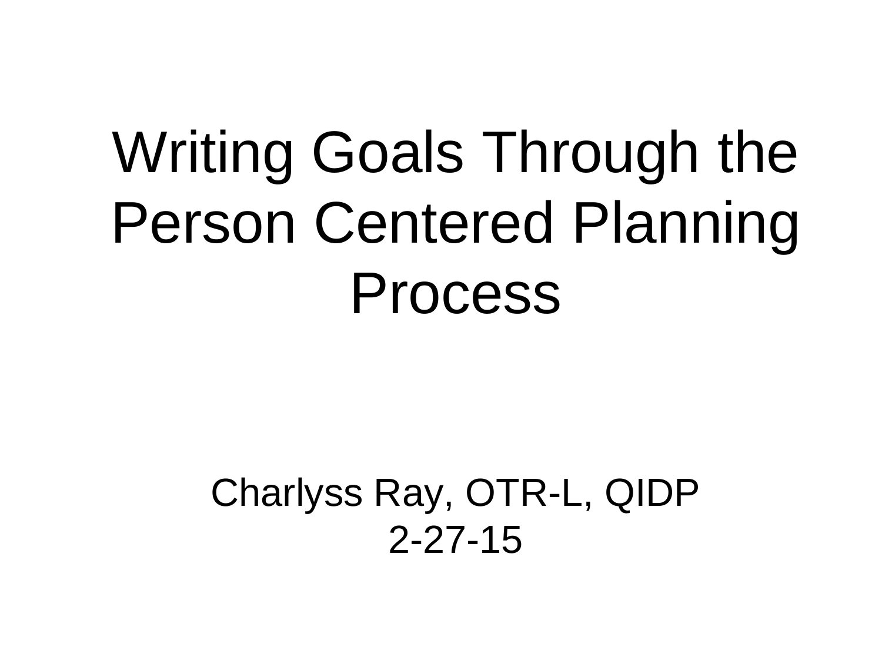# Writing Goals Through the Person Centered Planning Process

Charlyss Ray, OTR-L, QIDP
2-27-15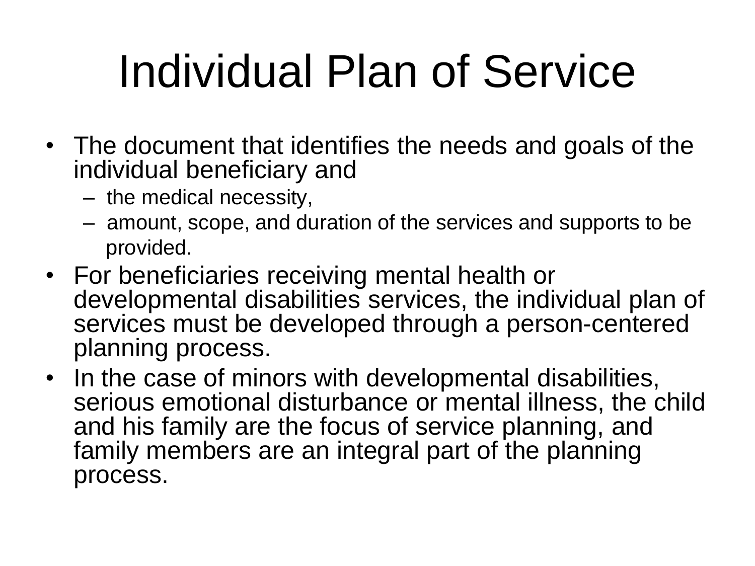# Individual Plan of Service

- The document that identifies the needs and goals of the individual beneficiary and
  - the medical necessity,
  - amount, scope, and duration of the services and supports to be provided.
- For beneficiaries receiving mental health or developmental disabilities services, the individual plan of services must be developed through a person-centered planning process.
- In the case of minors with developmental disabilities, serious emotional disturbance or mental illness, the child and his family are the focus of service planning, and family members are an integral part of the planning process.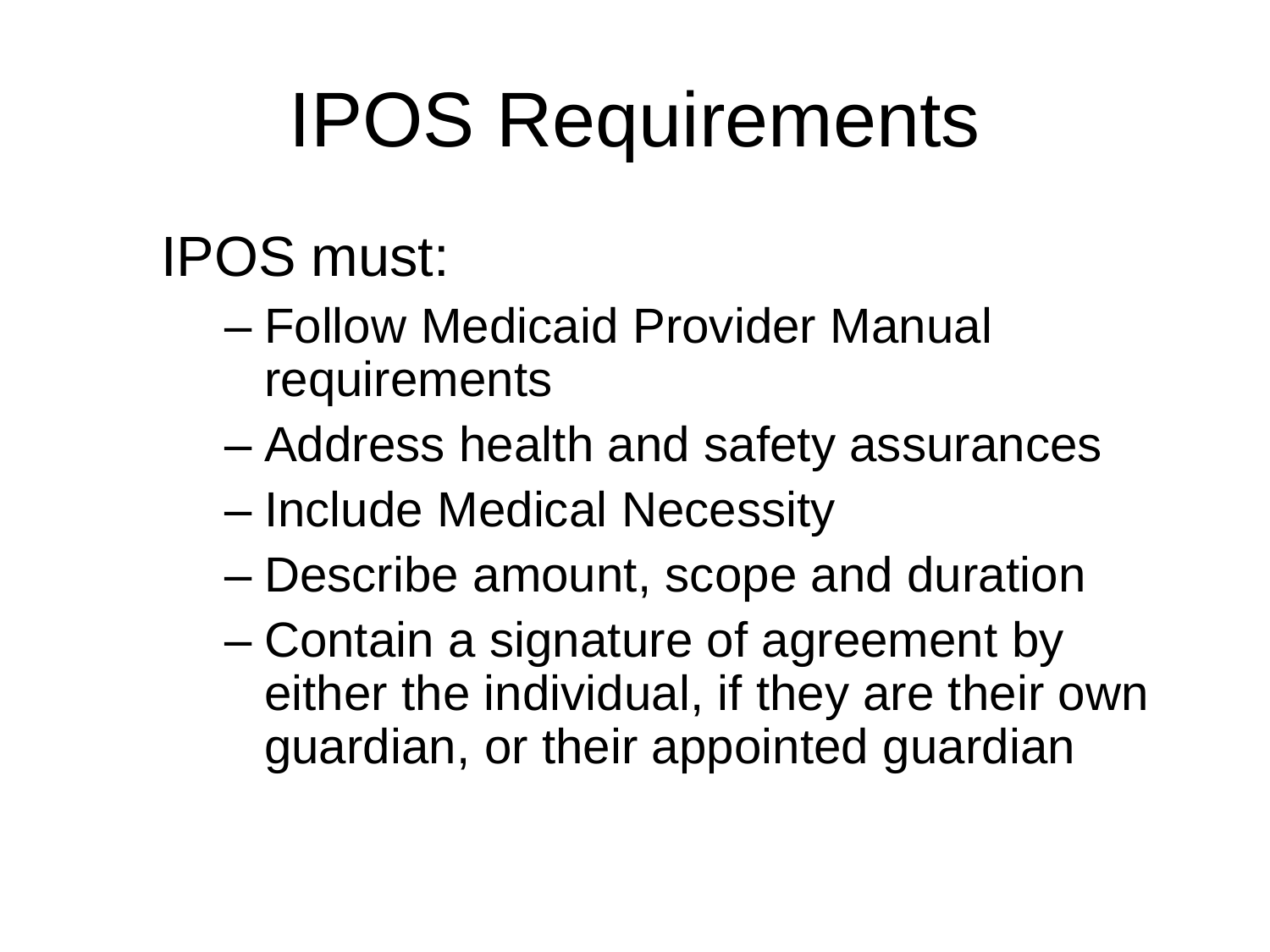# IPOS Requirements

IPOS must:

- Follow Medicaid Provider Manual requirements
- Address health and safety assurances
- Include Medical Necessity
- Describe amount, scope and duration
- Contain a signature of agreement by either the individual, if they are their own guardian, or their appointed guardian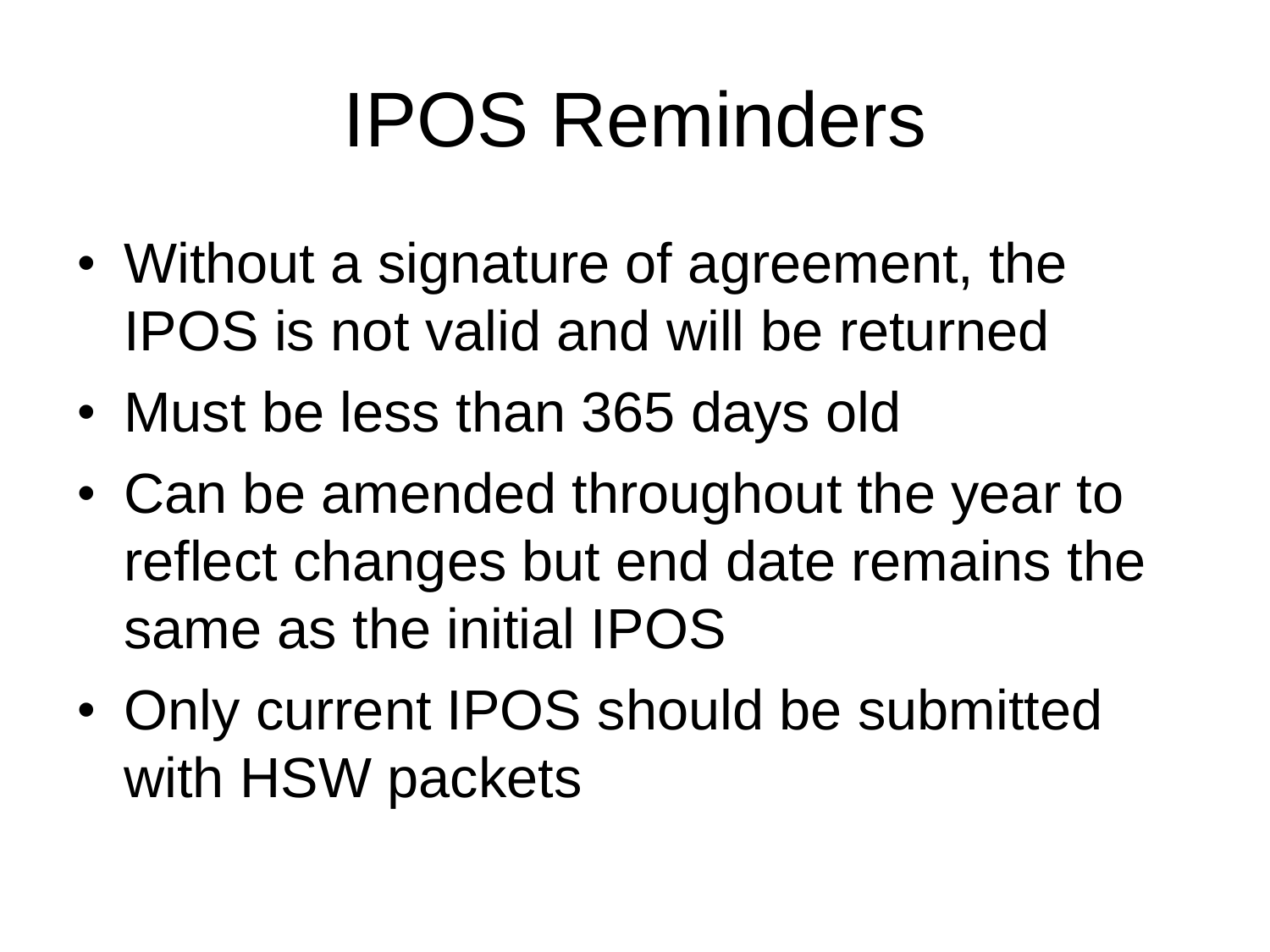# IPOS Reminders

- Without a signature of agreement, the IPOS is not valid and will be returned
- Must be less than 365 days old
- Can be amended throughout the year to reflect changes but end date remains the same as the initial IPOS
- Only current IPOS should be submitted with HSW packets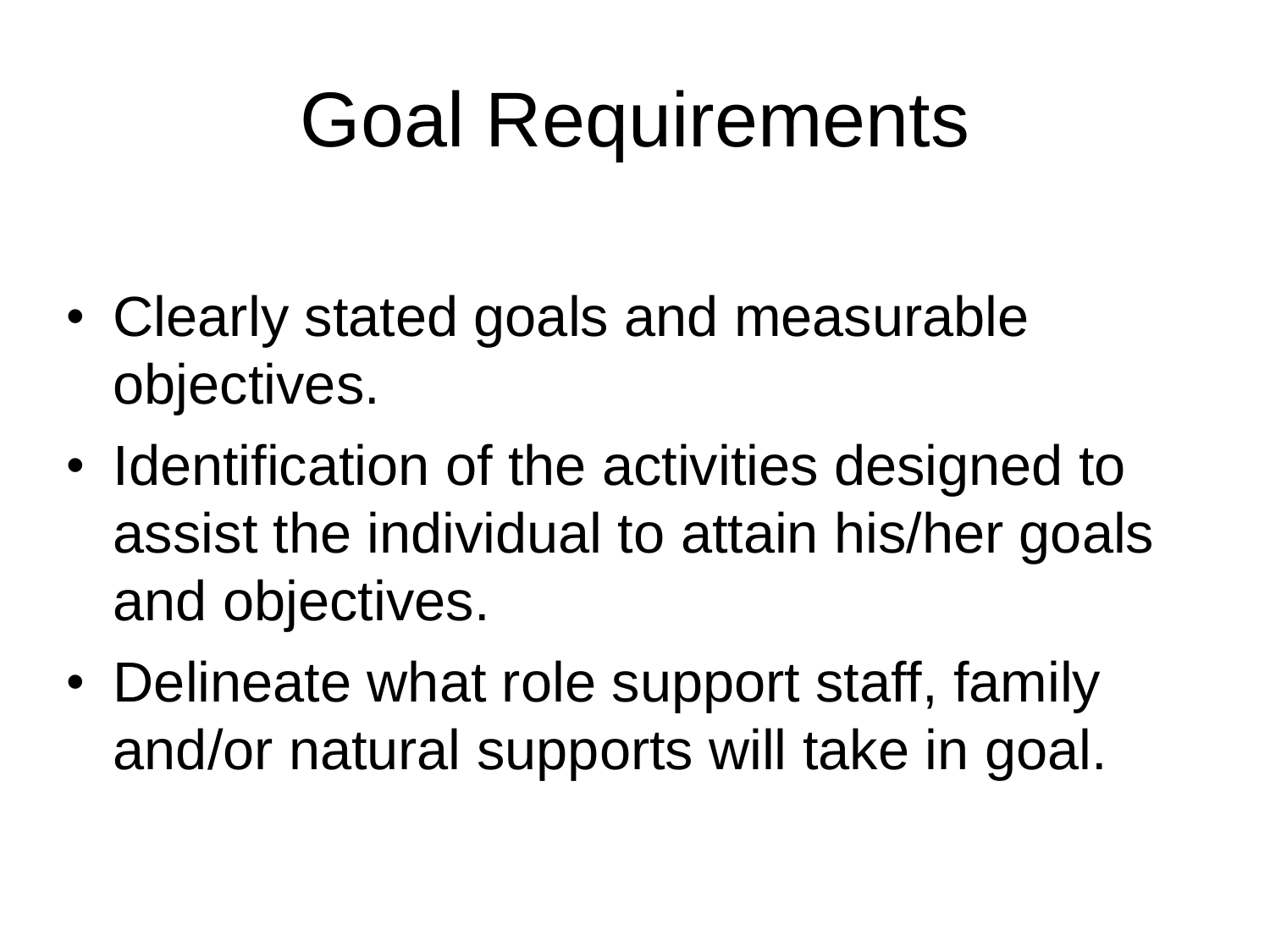# Goal Requirements

- Clearly stated goals and measurable objectives.
- Identification of the activities designed to assist the individual to attain his/her goals and objectives.
- Delineate what role support staff, family and/or natural supports will take in goal.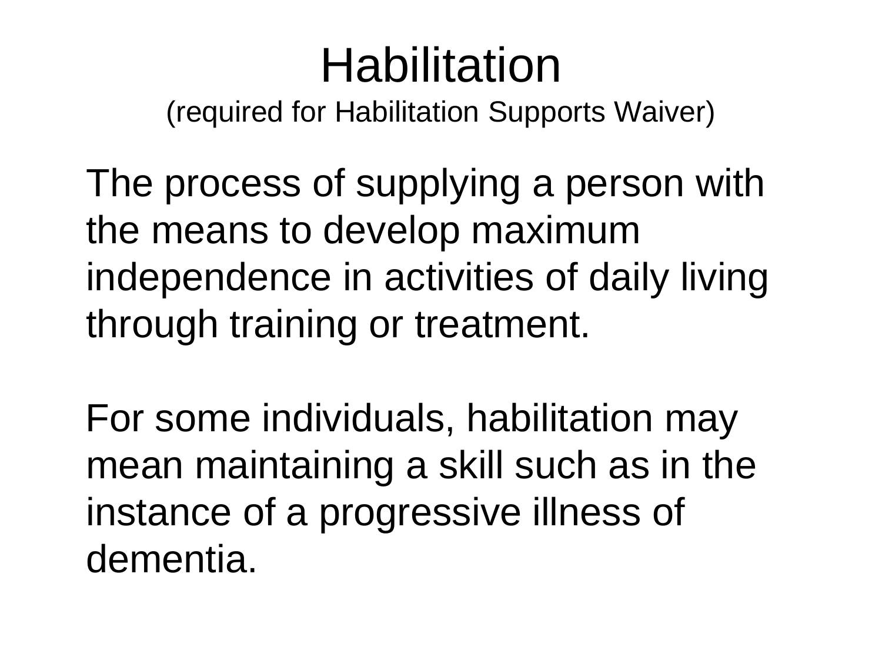# Habilitation

(required for Habilitation Supports Waiver)

The process of supplying a person with the means to develop maximum independence in activities of daily living through training or treatment.

For some individuals, habilitation may mean maintaining a skill such as in the instance of a progressive illness of dementia.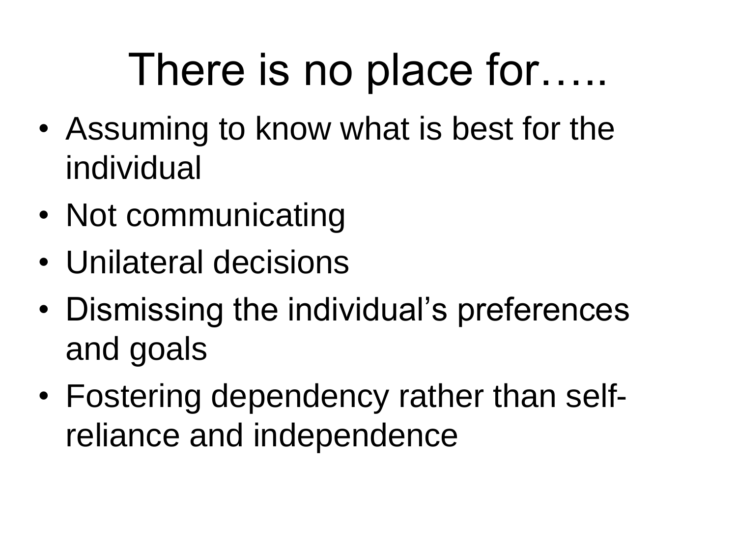# There is no place for…..

- Assuming to know what is best for the individual
- Not communicating
- Unilateral decisions
- Dismissing the individual's preferences and goals
- Fostering dependency rather than self-reliance and independence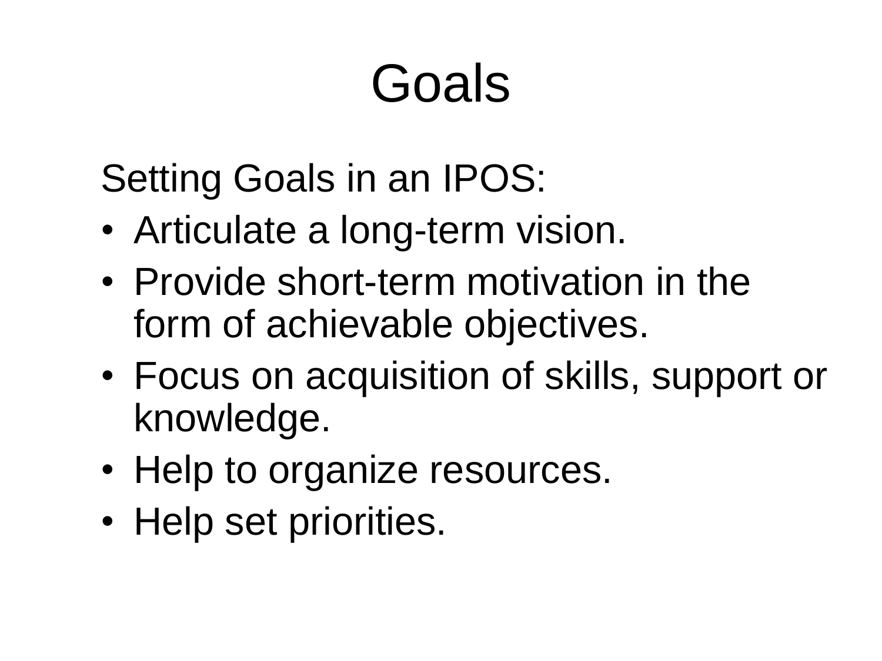# Goals

Setting Goals in an IPOS:

- Articulate a long-term vision.
- Provide short-term motivation in the form of achievable objectives.
- Focus on acquisition of skills, support or knowledge.
- Help to organize resources.
- Help set priorities.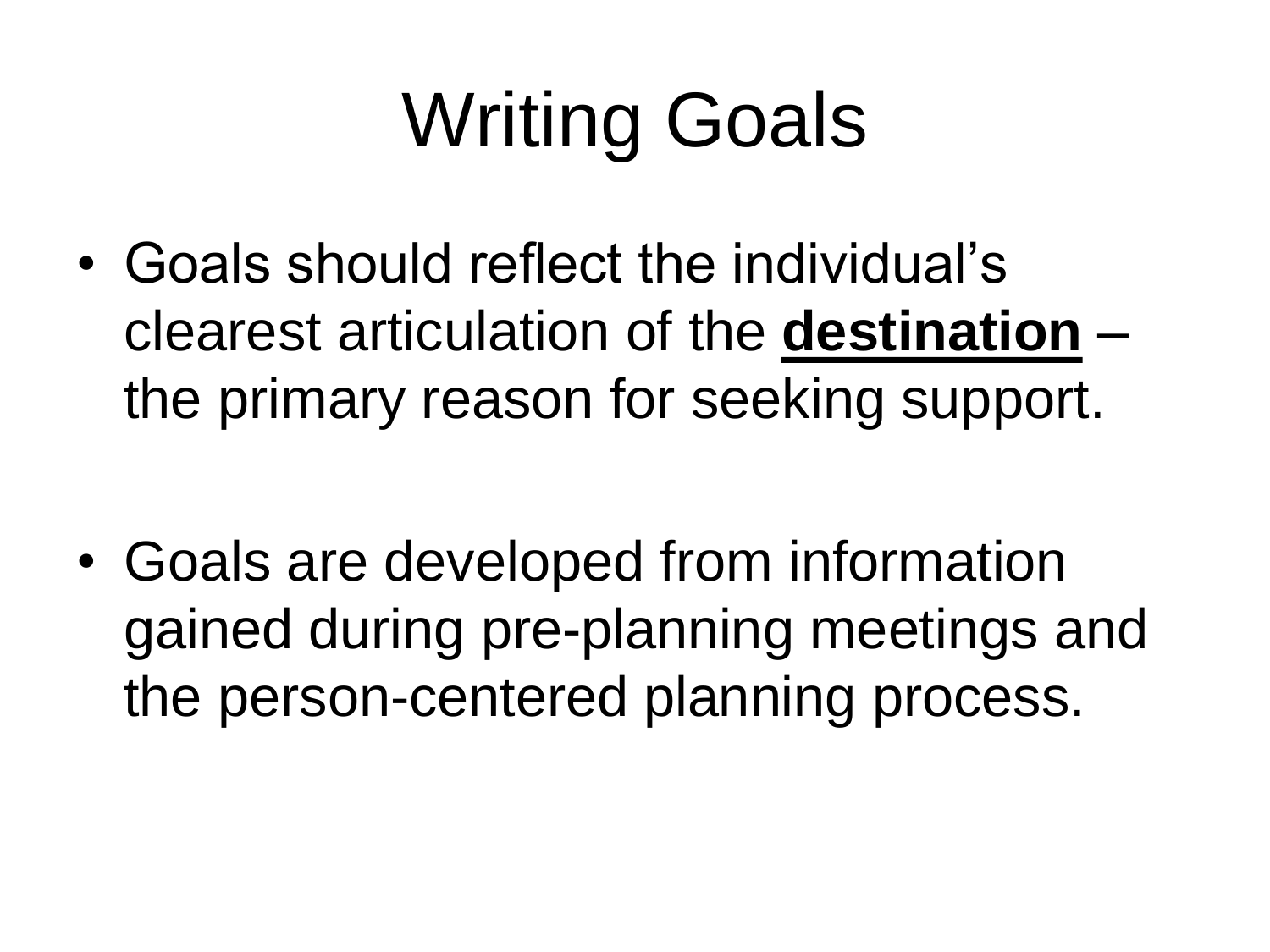# Writing Goals

- Goals should reflect the individual's clearest articulation of the <u>**destination**</u> – the primary reason for seeking support.

- Goals are developed from information gained during pre-planning meetings and the person-centered planning process.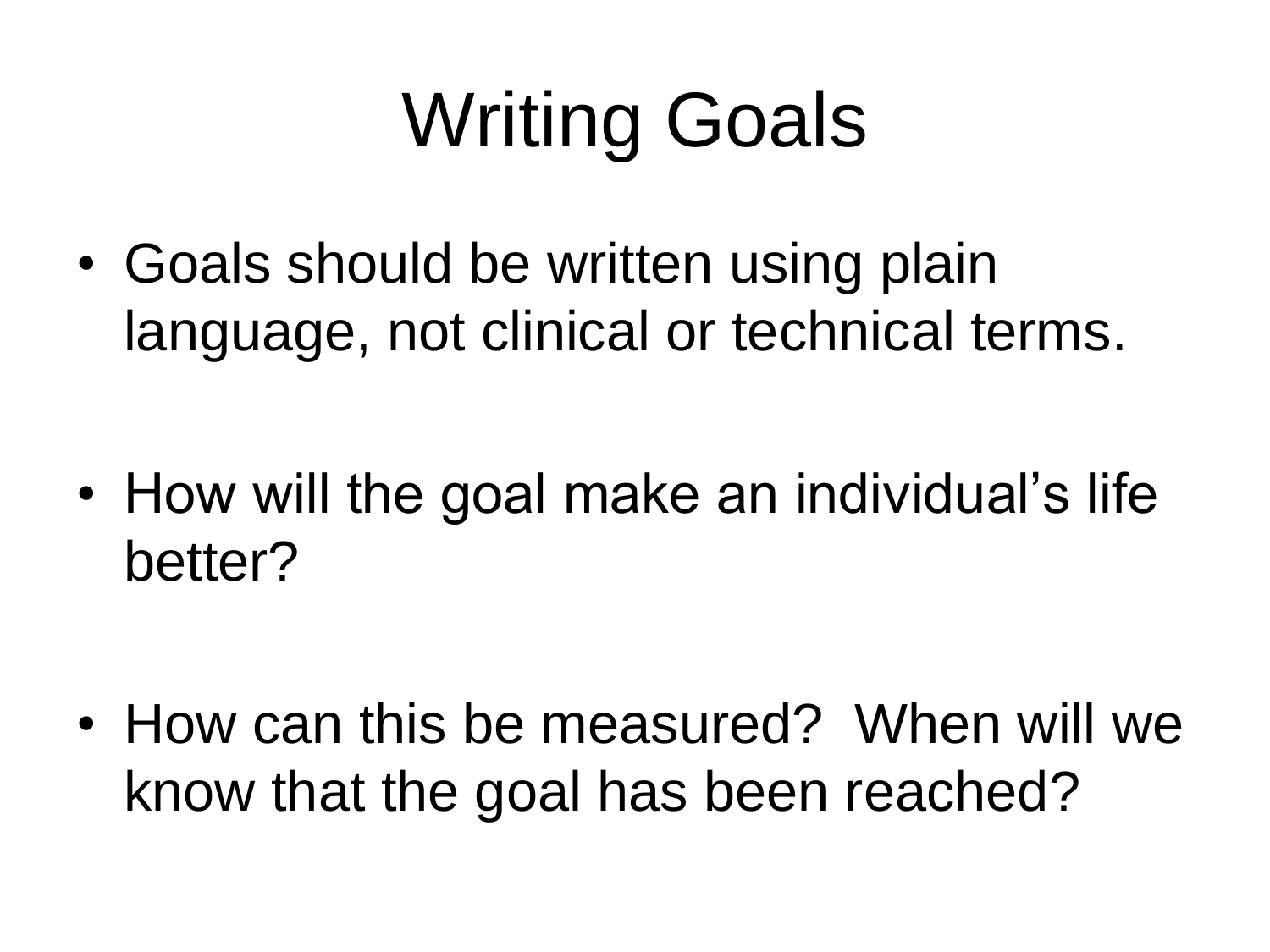# Writing Goals

- Goals should be written using plain language, not clinical or technical terms.

- How will the goal make an individual's life better?

- How can this be measured? When will we know that the goal has been reached?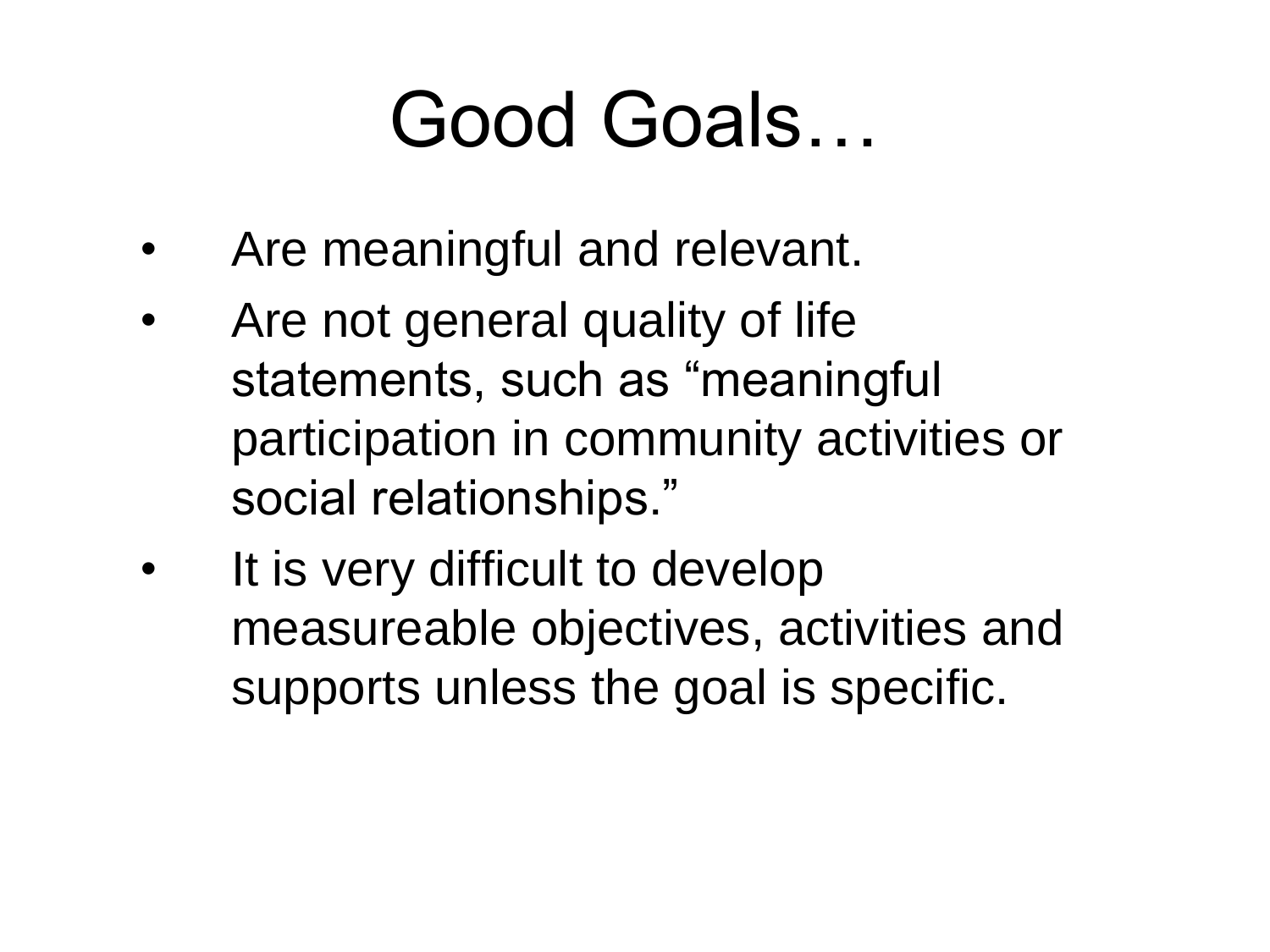# Good Goals…

- Are meaningful and relevant.
- Are not general quality of life statements, such as “meaningful participation in community activities or social relationships.”
- It is very difficult to develop measureable objectives, activities and supports unless the goal is specific.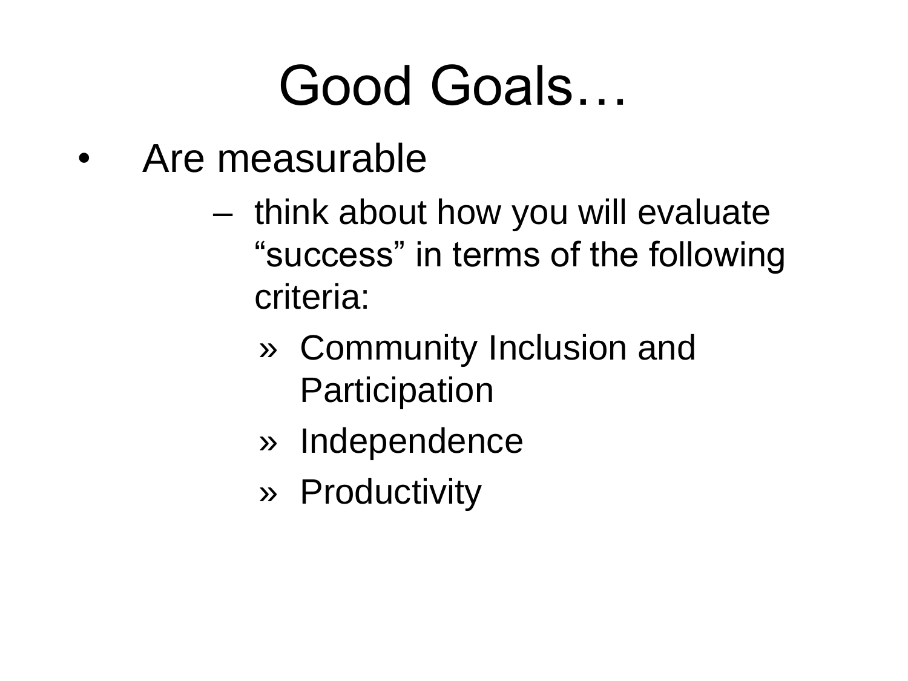# Good Goals…

- Are measurable
  - think about how you will evaluate “success” in terms of the following criteria:
    - Community Inclusion and Participation
    - Independence
    - Productivity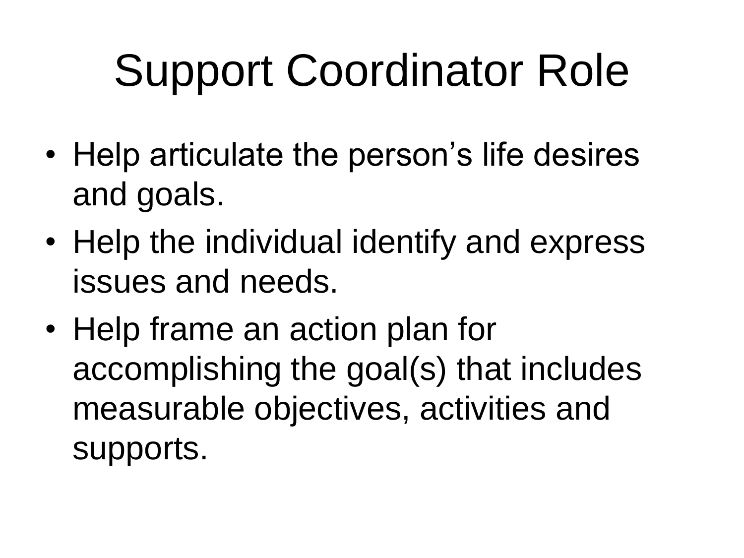# Support Coordinator Role

- Help articulate the person’s life desires and goals.
- Help the individual identify and express issues and needs.
- Help frame an action plan for accomplishing the goal(s) that includes measurable objectives, activities and supports.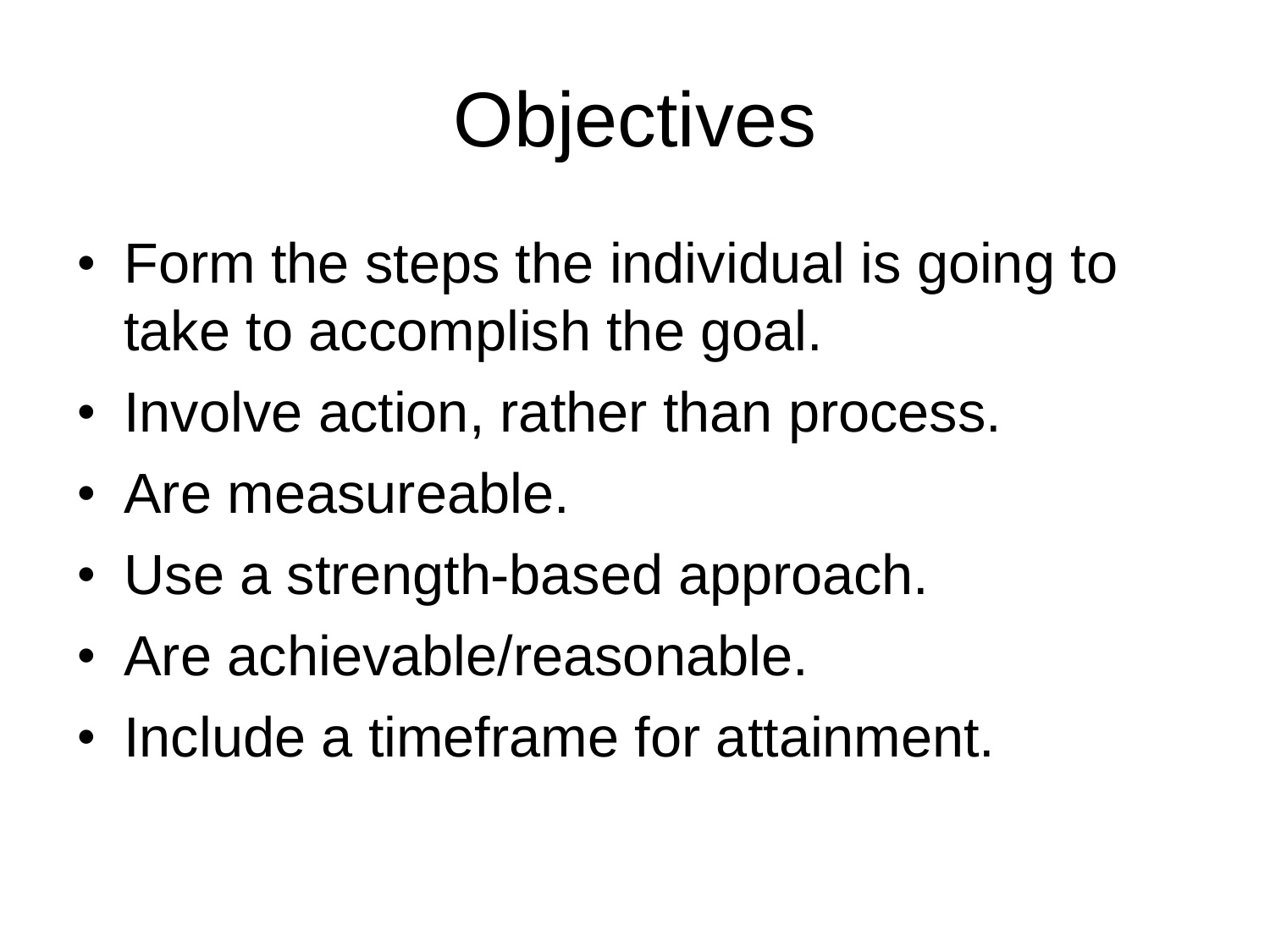# Objectives

- Form the steps the individual is going to take to accomplish the goal.
- Involve action, rather than process.
- Are measureable.
- Use a strength-based approach.
- Are achievable/reasonable.
- Include a timeframe for attainment.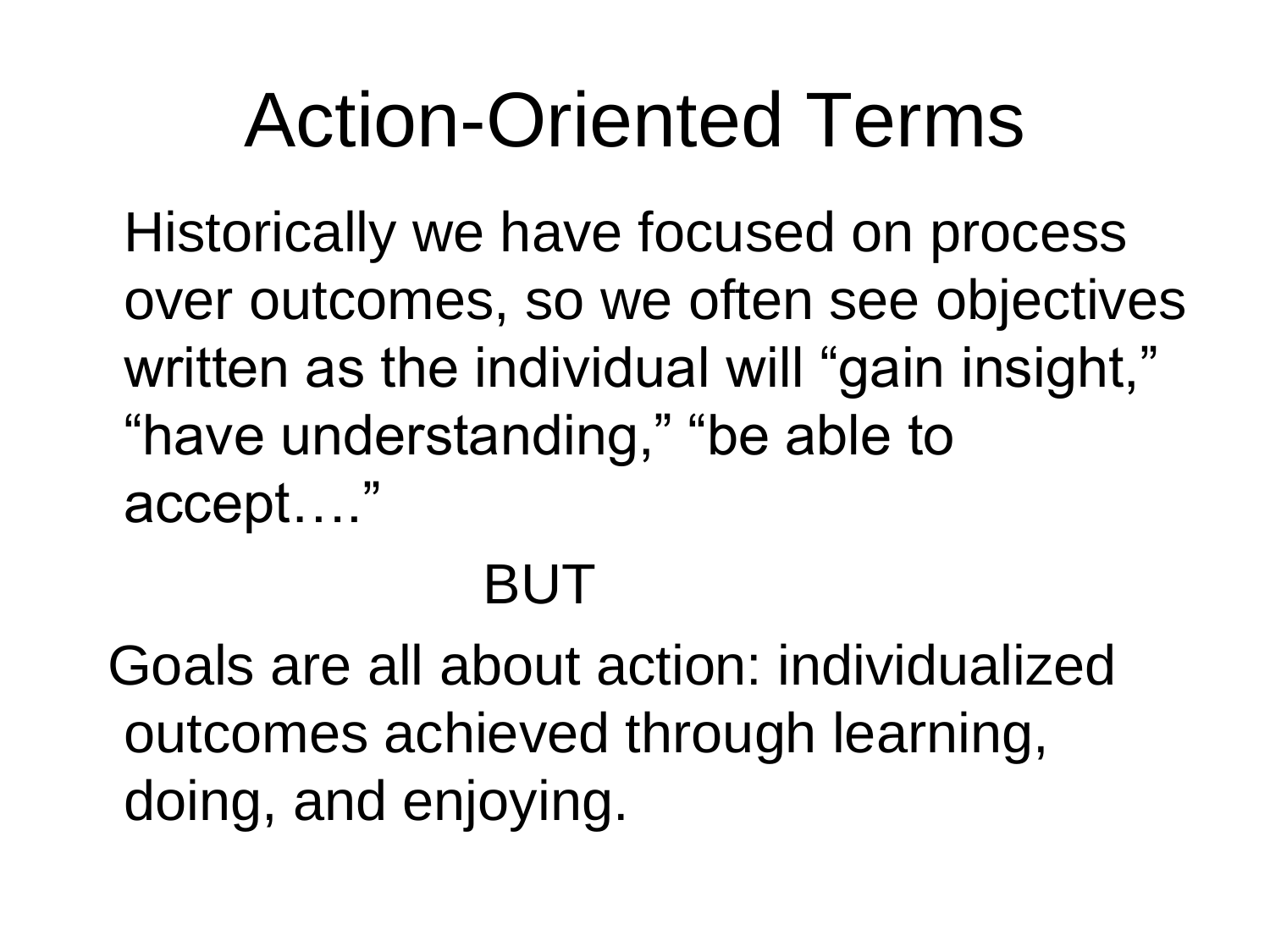# Action-Oriented Terms

Historically we have focused on process over outcomes, so we often see objectives written as the individual will "gain insight," "have understanding," "be able to accept…."

BUT

Goals are all about action: individualized outcomes achieved through learning, doing, and enjoying.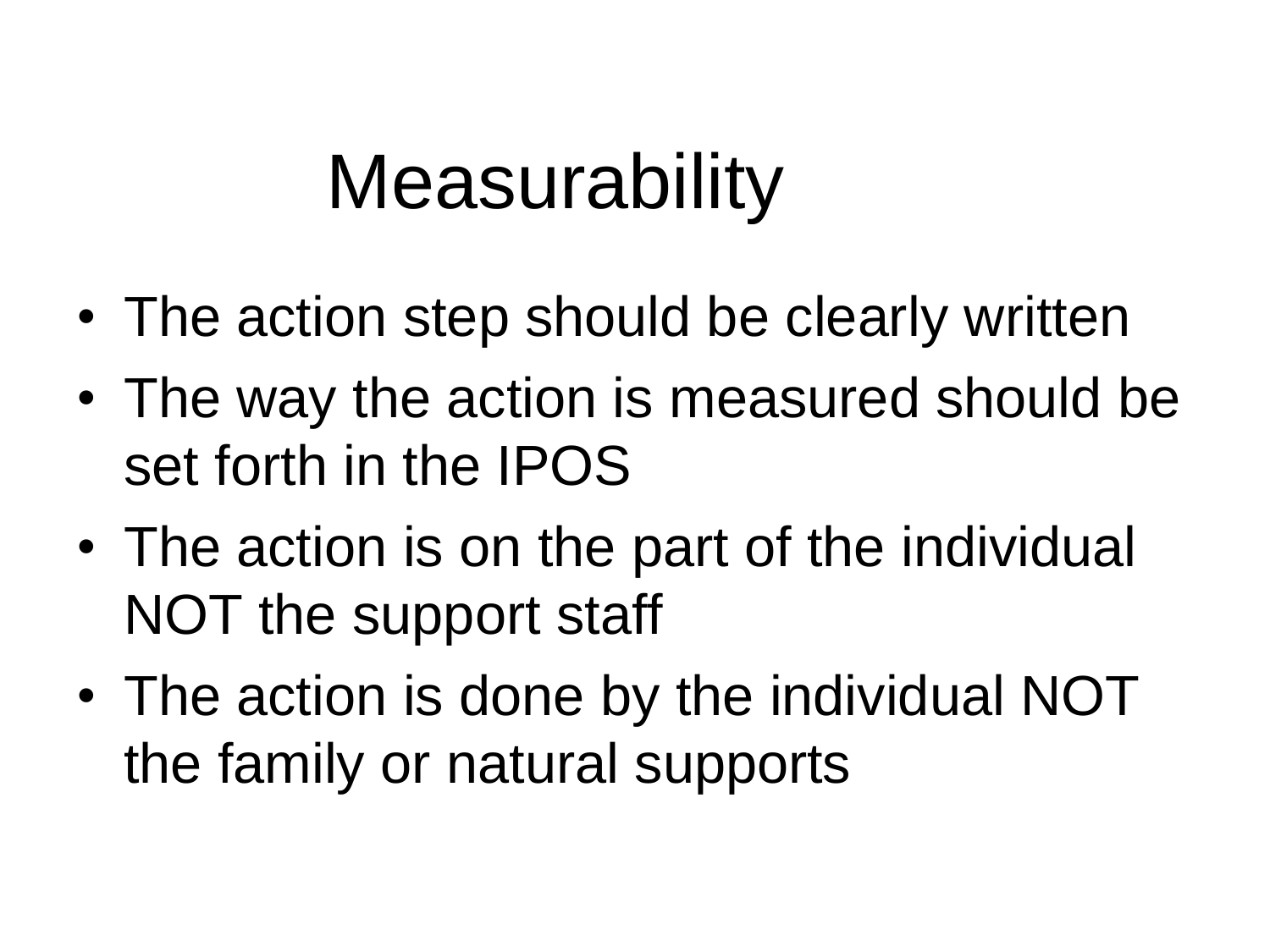# Measurability

- The action step should be clearly written
- The way the action is measured should be set forth in the IPOS
- The action is on the part of the individual NOT the support staff
- The action is done by the individual NOT the family or natural supports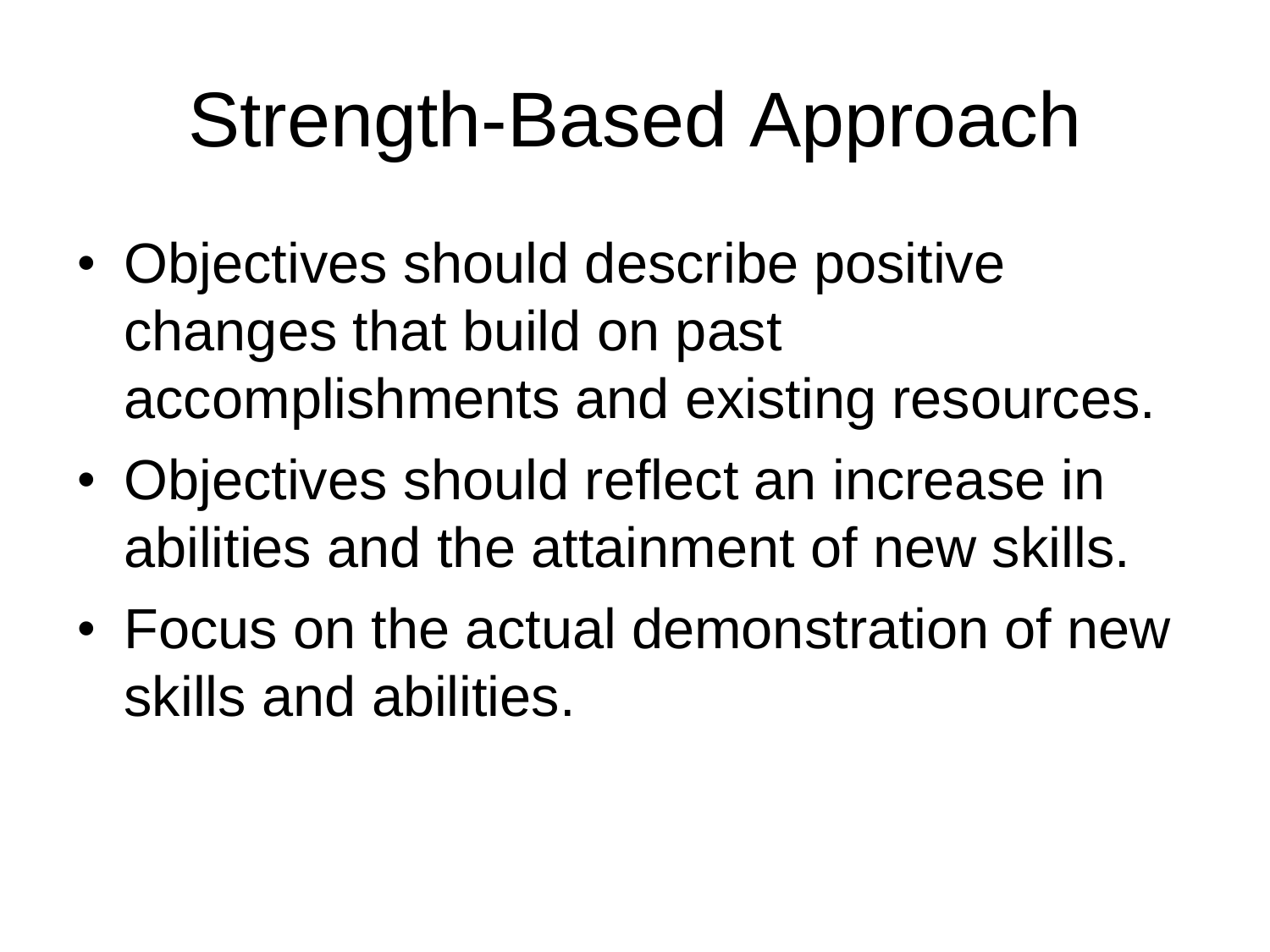# Strength-Based Approach

- Objectives should describe positive changes that build on past accomplishments and existing resources.
- Objectives should reflect an increase in abilities and the attainment of new skills.
- Focus on the actual demonstration of new skills and abilities.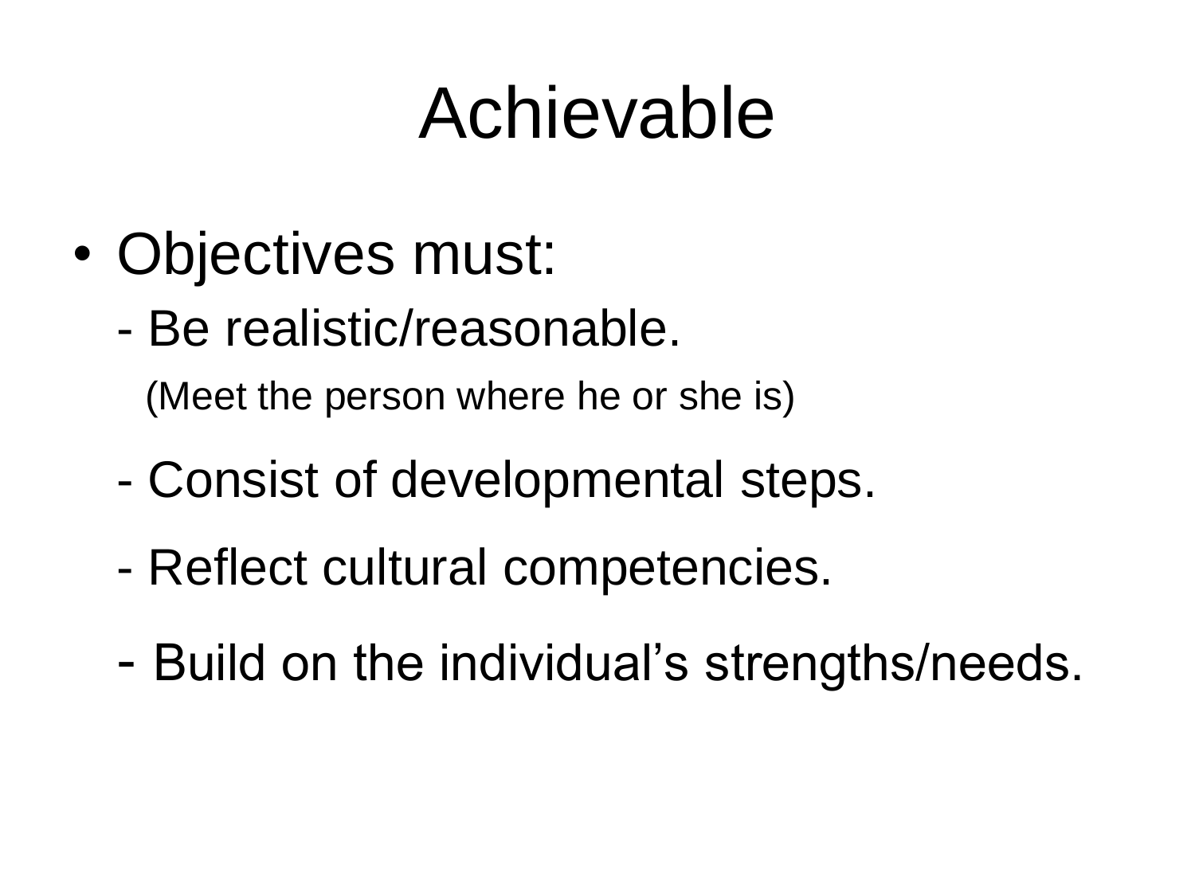# Achievable

- Objectives must:
  - Be realistic/reasonable.
    (Meet the person where he or she is)
  - Consist of developmental steps.
  - Reflect cultural competencies.
  - Build on the individual's strengths/needs.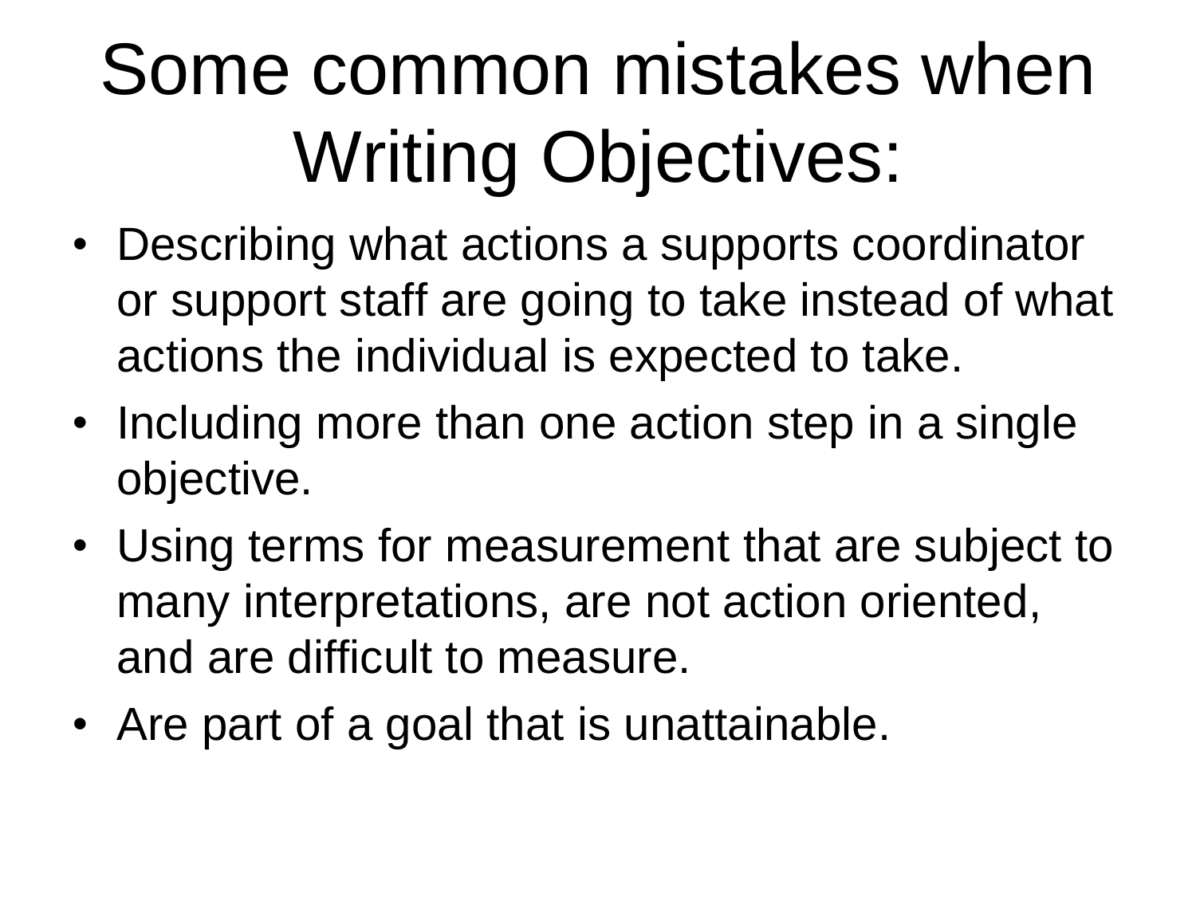# Some common mistakes when Writing Objectives:

- Describing what actions a supports coordinator or support staff are going to take instead of what actions the individual is expected to take.
- Including more than one action step in a single objective.
- Using terms for measurement that are subject to many interpretations, are not action oriented, and are difficult to measure.
- Are part of a goal that is unattainable.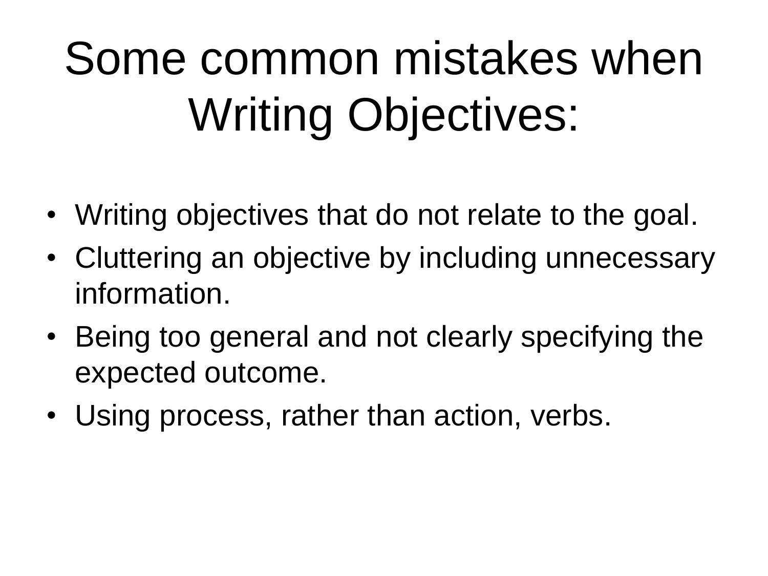# Some common mistakes when Writing Objectives:

- Writing objectives that do not relate to the goal.
- Cluttering an objective by including unnecessary information.
- Being too general and not clearly specifying the expected outcome.
- Using process, rather than action, verbs.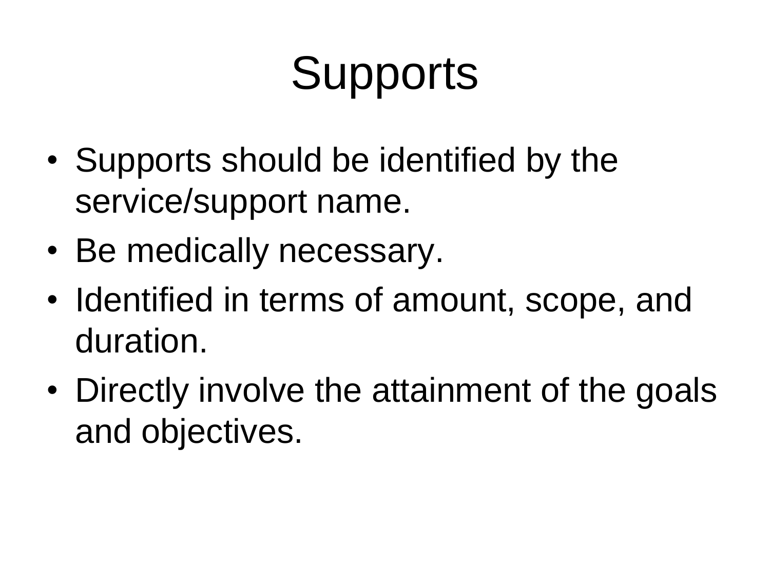# Supports

- Supports should be identified by the service/support name.
- Be medically necessary.
- Identified in terms of amount, scope, and duration.
- Directly involve the attainment of the goals and objectives.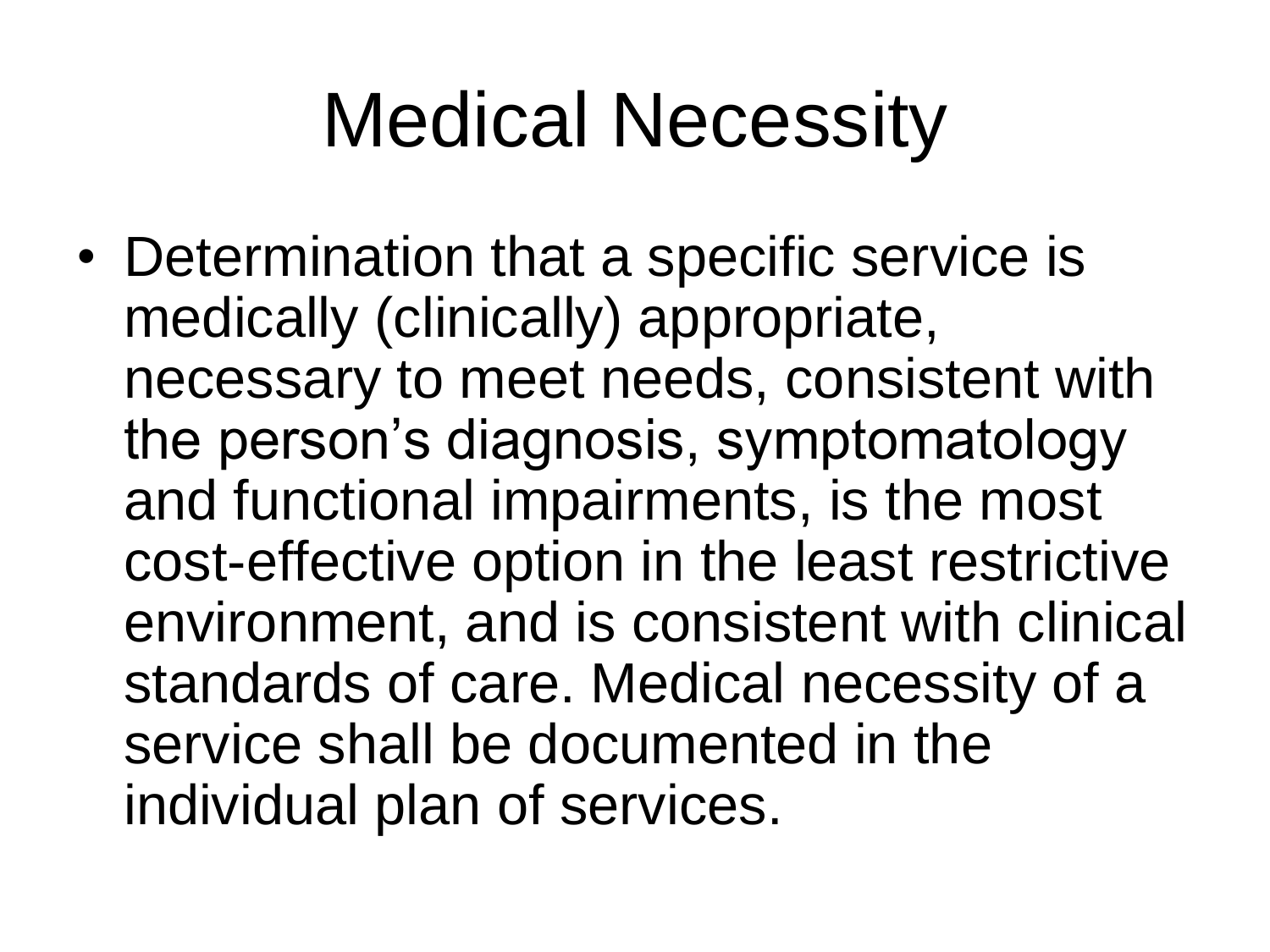# Medical Necessity

- Determination that a specific service is medically (clinically) appropriate, necessary to meet needs, consistent with the person's diagnosis, symptomatology and functional impairments, is the most cost-effective option in the least restrictive environment, and is consistent with clinical standards of care. Medical necessity of a service shall be documented in the individual plan of services.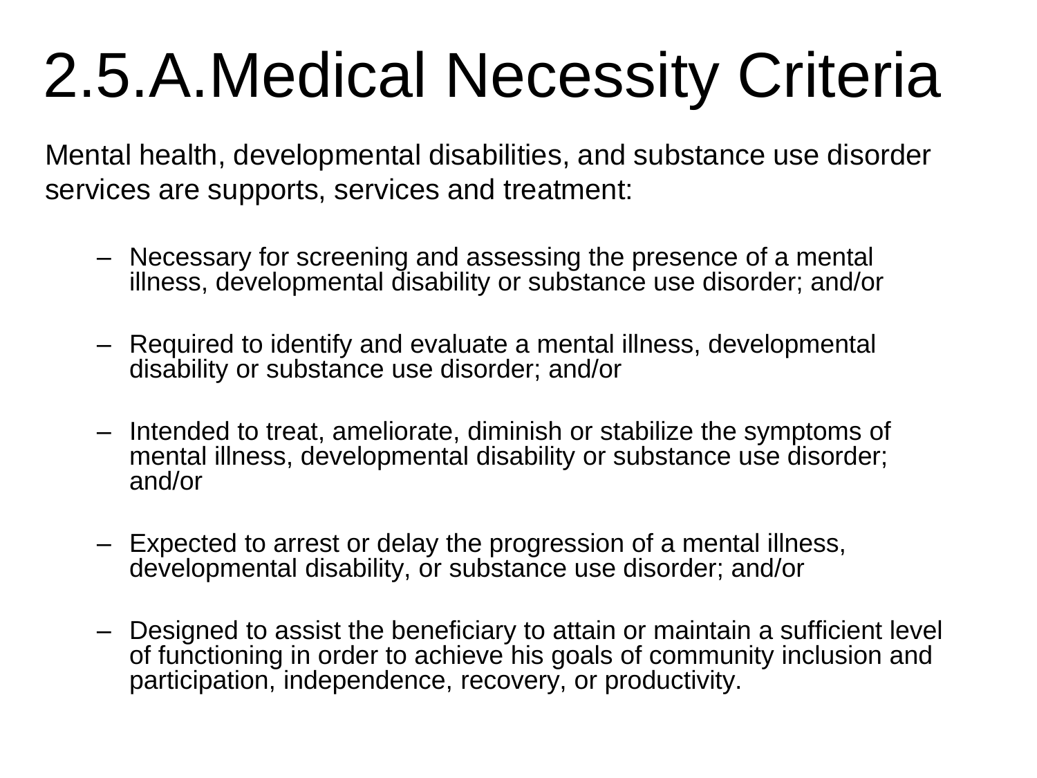# 2.5.A.Medical Necessity Criteria

Mental health, developmental disabilities, and substance use disorder services are supports, services and treatment:

- Necessary for screening and assessing the presence of a mental illness, developmental disability or substance use disorder; and/or
- Required to identify and evaluate a mental illness, developmental disability or substance use disorder; and/or
- Intended to treat, ameliorate, diminish or stabilize the symptoms of mental illness, developmental disability or substance use disorder; and/or
- Expected to arrest or delay the progression of a mental illness, developmental disability, or substance use disorder; and/or
- Designed to assist the beneficiary to attain or maintain a sufficient level of functioning in order to achieve his goals of community inclusion and participation, independence, recovery, or productivity.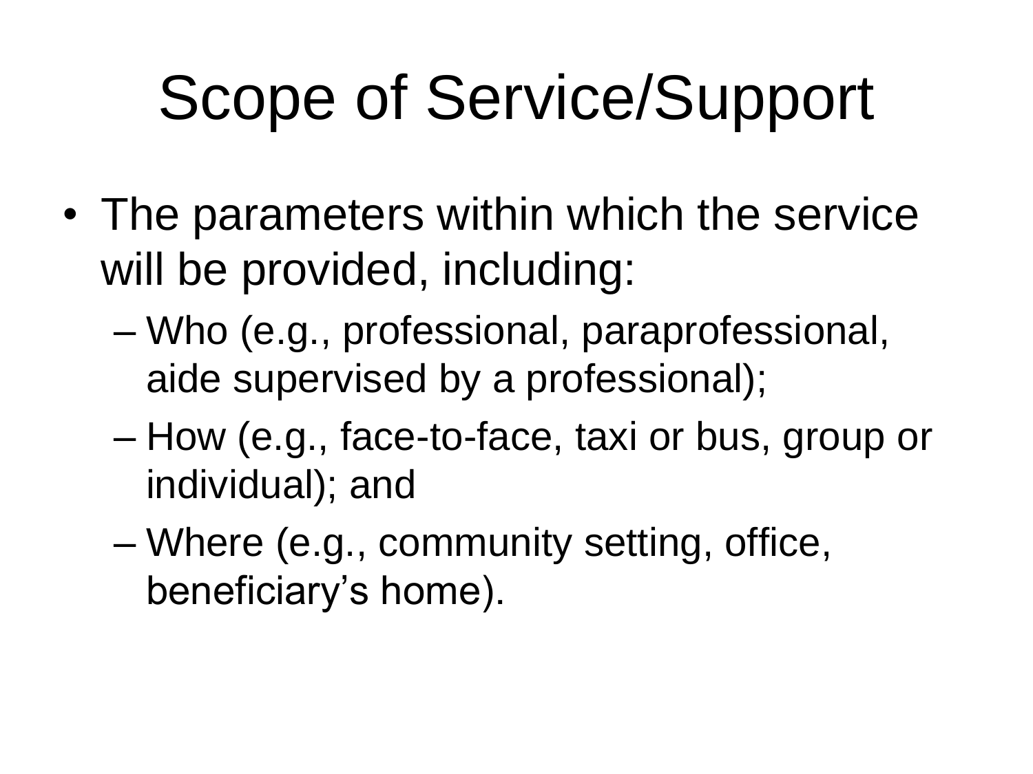# Scope of Service/Support

- The parameters within which the service will be provided, including:
  - Who (e.g., professional, paraprofessional, aide supervised by a professional);
  - How (e.g., face-to-face, taxi or bus, group or individual); and
  - Where (e.g., community setting, office, beneficiary's home).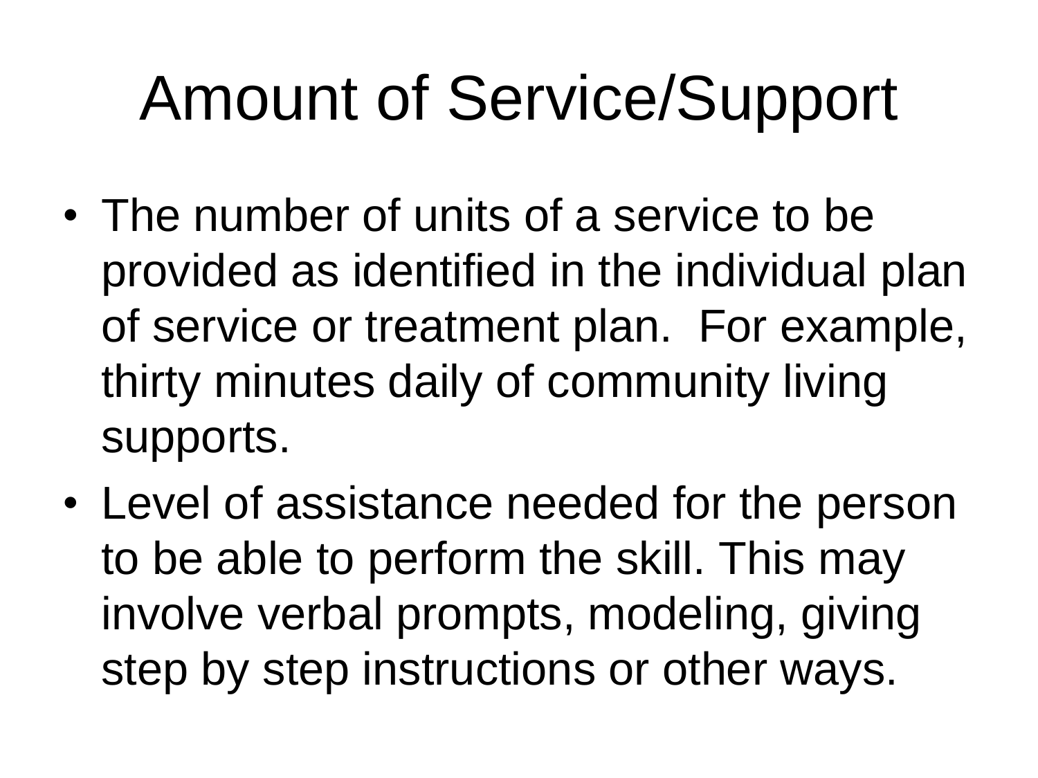# Amount of Service/Support

- The number of units of a service to be provided as identified in the individual plan of service or treatment plan.  For example, thirty minutes daily of community living supports.
- Level of assistance needed for the person to be able to perform the skill. This may involve verbal prompts, modeling, giving step by step instructions or other ways.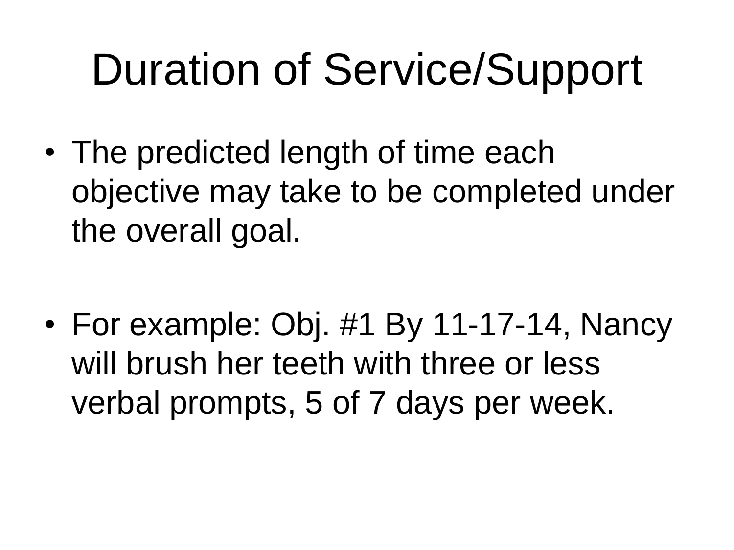# Duration of Service/Support

- The predicted length of time each objective may take to be completed under the overall goal.

- For example: Obj. #1 By 11-17-14, Nancy will brush her teeth with three or less verbal prompts, 5 of 7 days per week.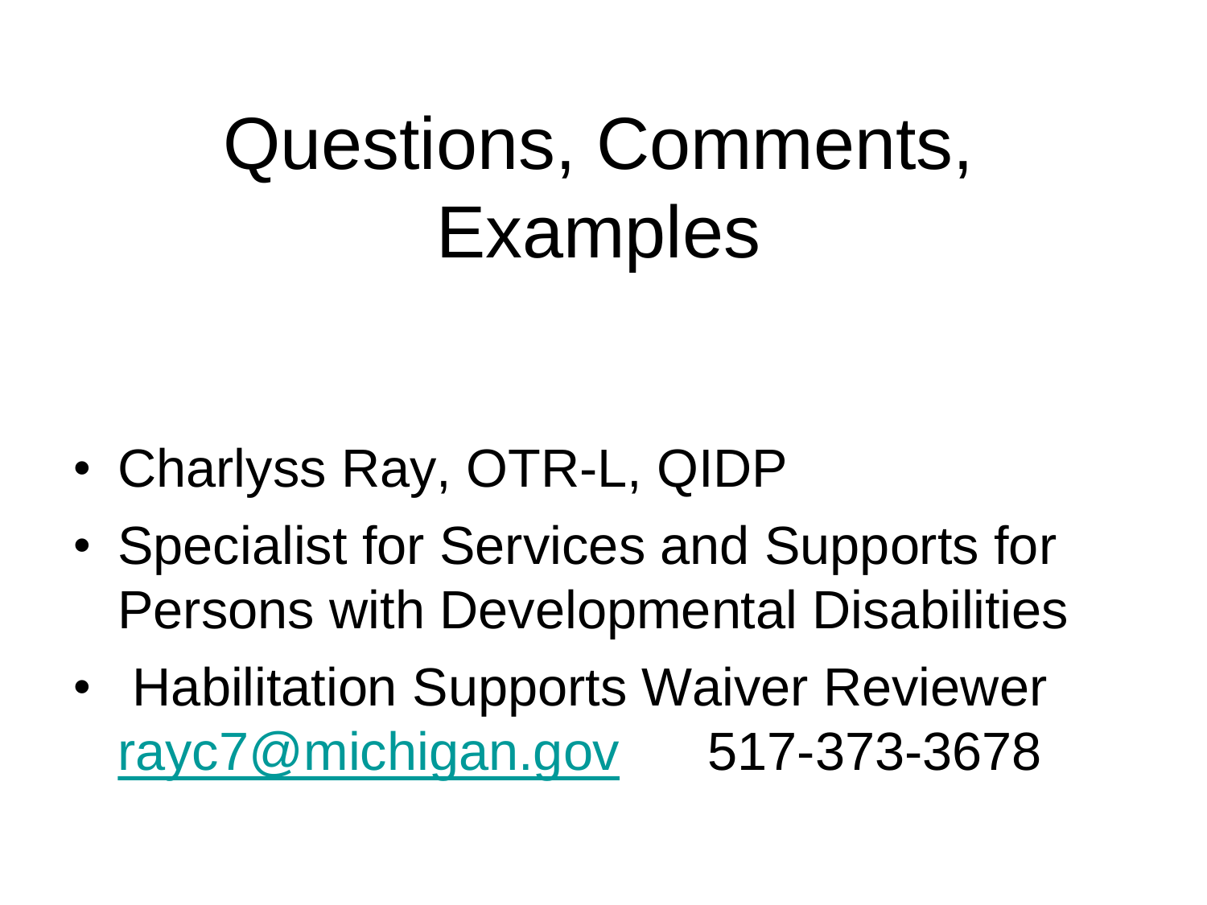# Questions, Comments, Examples

- Charlyss Ray, OTR-L, QIDP
- Specialist for Services and Supports for Persons with Developmental Disabilities
- Habilitation Supports Waiver Reviewer rayc7@michigan.gov 517-373-3678